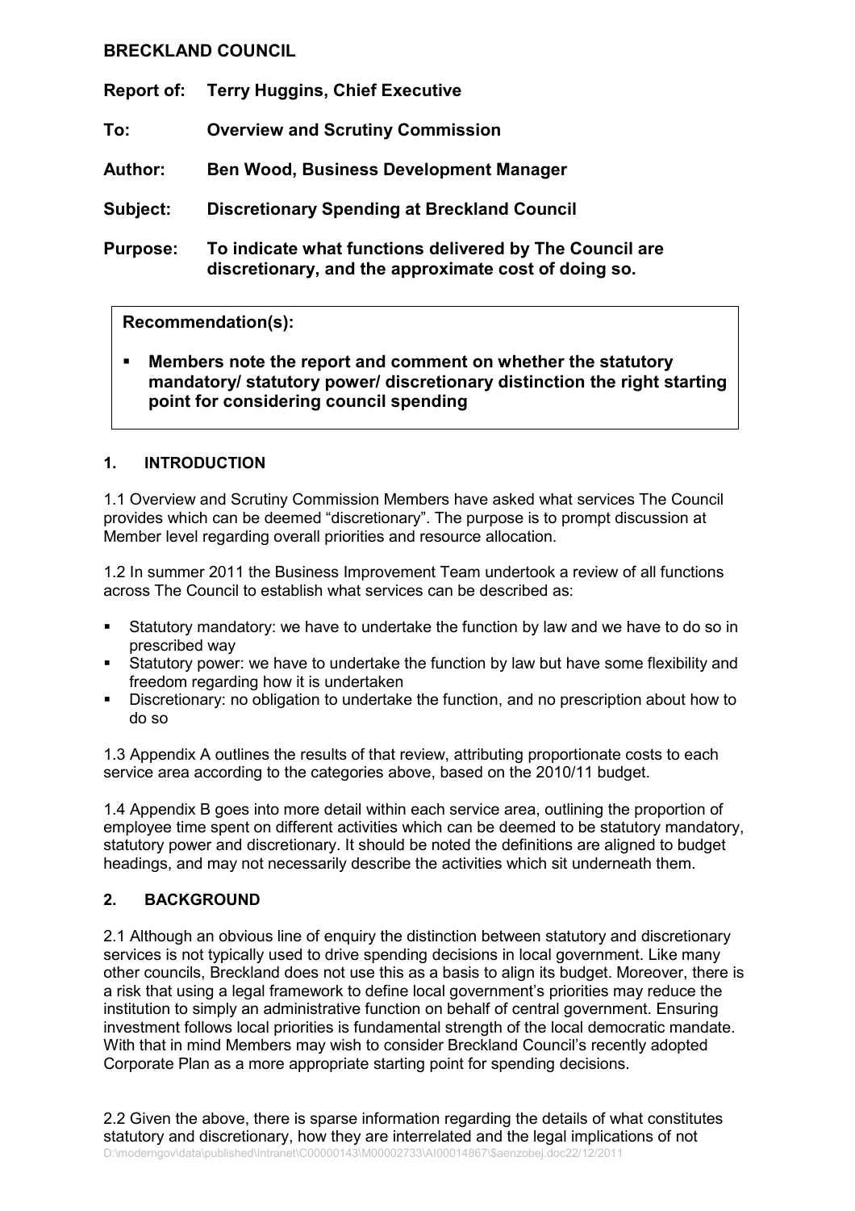**BRECKLAND COUNCIL**

**Report of:** **Terry Huggins, Chief Executive**

**To:** **Overview and Scrutiny Commission**

**Author:** **Ben Wood, Business Development Manager**

**Subject:** **Discretionary Spending at Breckland Council**

**Purpose:** **To indicate what functions delivered by The Council are discretionary, and the approximate cost of doing so.**

**Recommendation(s):**

- **Members note the report and comment on whether the statutory mandatory/ statutory power/ discretionary distinction the right starting point for considering council spending**

## 1. INTRODUCTION

1.1 Overview and Scrutiny Commission Members have asked what services The Council provides which can be deemed "discretionary". The purpose is to prompt discussion at Member level regarding overall priorities and resource allocation.

1.2 In summer 2011 the Business Improvement Team undertook a review of all functions across The Council to establish what services can be described as:

- Statutory mandatory: we have to undertake the function by law and we have to do so in prescribed way
- Statutory power: we have to undertake the function by law but have some flexibility and freedom regarding how it is undertaken
- Discretionary: no obligation to undertake the function, and no prescription about how to do so

1.3 Appendix A outlines the results of that review, attributing proportionate costs to each service area according to the categories above, based on the 2010/11 budget.

1.4 Appendix B goes into more detail within each service area, outlining the proportion of employee time spent on different activities which can be deemed to be statutory mandatory, statutory power and discretionary. It should be noted the definitions are aligned to budget headings, and may not necessarily describe the activities which sit underneath them.

## 2. BACKGROUND

2.1 Although an obvious line of enquiry the distinction between statutory and discretionary services is not typically used to drive spending decisions in local government. Like many other councils, Breckland does not use this as a basis to align its budget. Moreover, there is a risk that using a legal framework to define local government's priorities may reduce the institution to simply an administrative function on behalf of central government. Ensuring investment follows local priorities is fundamental strength of the local democratic mandate. With that in mind Members may wish to consider Breckland Council's recently adopted Corporate Plan as a more appropriate starting point for spending decisions.

2.2 Given the above, there is sparse information regarding the details of what constitutes statutory and discretionary, how they are interrelated and the legal implications of not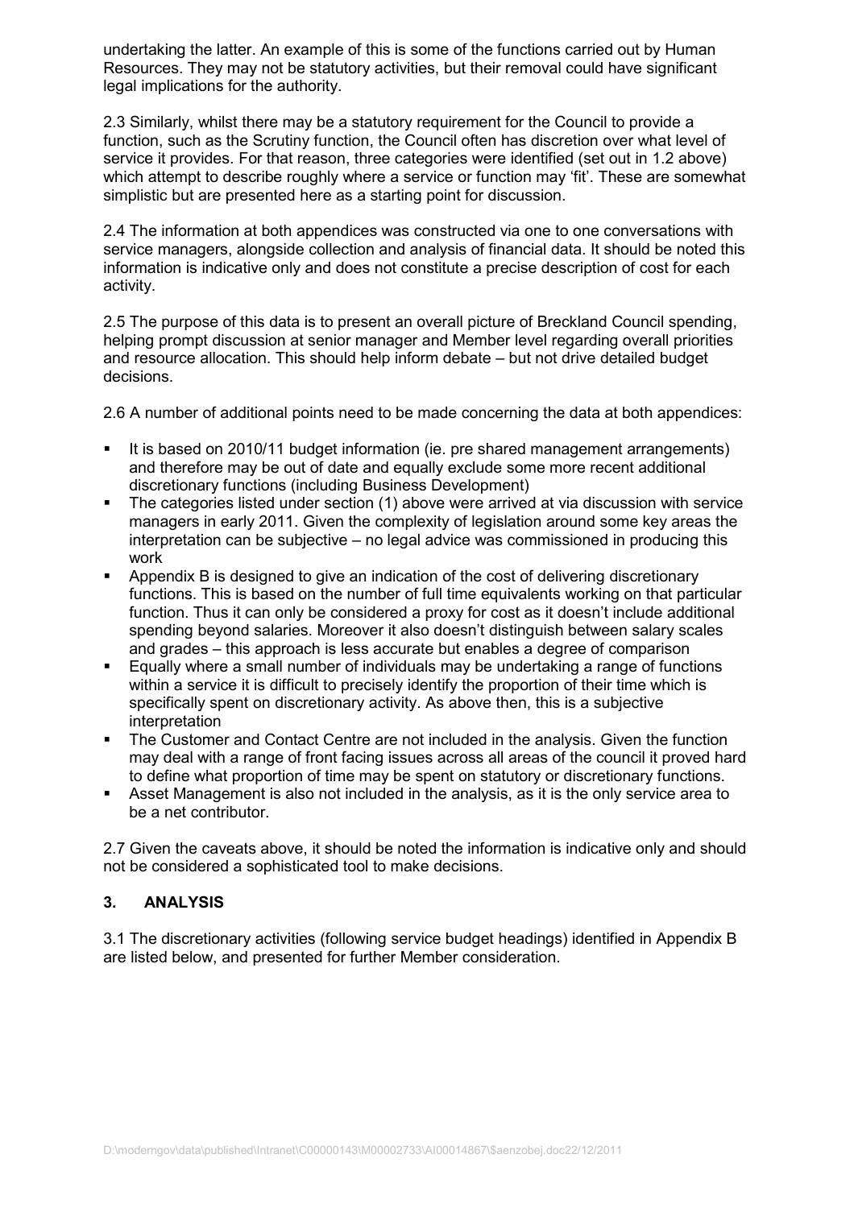undertaking the latter. An example of this is some of the functions carried out by Human Resources. They may not be statutory activities, but their removal could have significant legal implications for the authority.

2.3 Similarly, whilst there may be a statutory requirement for the Council to provide a function, such as the Scrutiny function, the Council often has discretion over what level of service it provides. For that reason, three categories were identified (set out in 1.2 above) which attempt to describe roughly where a service or function may 'fit'. These are somewhat simplistic but are presented here as a starting point for discussion.

2.4 The information at both appendices was constructed via one to one conversations with service managers, alongside collection and analysis of financial data. It should be noted this information is indicative only and does not constitute a precise description of cost for each activity.

2.5 The purpose of this data is to present an overall picture of Breckland Council spending, helping prompt discussion at senior manager and Member level regarding overall priorities and resource allocation. This should help inform debate – but not drive detailed budget decisions.

2.6 A number of additional points need to be made concerning the data at both appendices:

- It is based on 2010/11 budget information (ie. pre shared management arrangements) and therefore may be out of date and equally exclude some more recent additional discretionary functions (including Business Development)
- The categories listed under section (1) above were arrived at via discussion with service managers in early 2011. Given the complexity of legislation around some key areas the interpretation can be subjective – no legal advice was commissioned in producing this work
- Appendix B is designed to give an indication of the cost of delivering discretionary functions. This is based on the number of full time equivalents working on that particular function. Thus it can only be considered a proxy for cost as it doesn't include additional spending beyond salaries. Moreover it also doesn't distinguish between salary scales and grades – this approach is less accurate but enables a degree of comparison
- Equally where a small number of individuals may be undertaking a range of functions within a service it is difficult to precisely identify the proportion of their time which is specifically spent on discretionary activity. As above then, this is a subjective interpretation
- The Customer and Contact Centre are not included in the analysis. Given the function may deal with a range of front facing issues across all areas of the council it proved hard to define what proportion of time may be spent on statutory or discretionary functions.
- Asset Management is also not included in the analysis, as it is the only service area to be a net contributor.

2.7 Given the caveats above, it should be noted the information is indicative only and should not be considered a sophisticated tool to make decisions.

## 3. ANALYSIS

3.1 The discretionary activities (following service budget headings) identified in Appendix B are listed below, and presented for further Member consideration.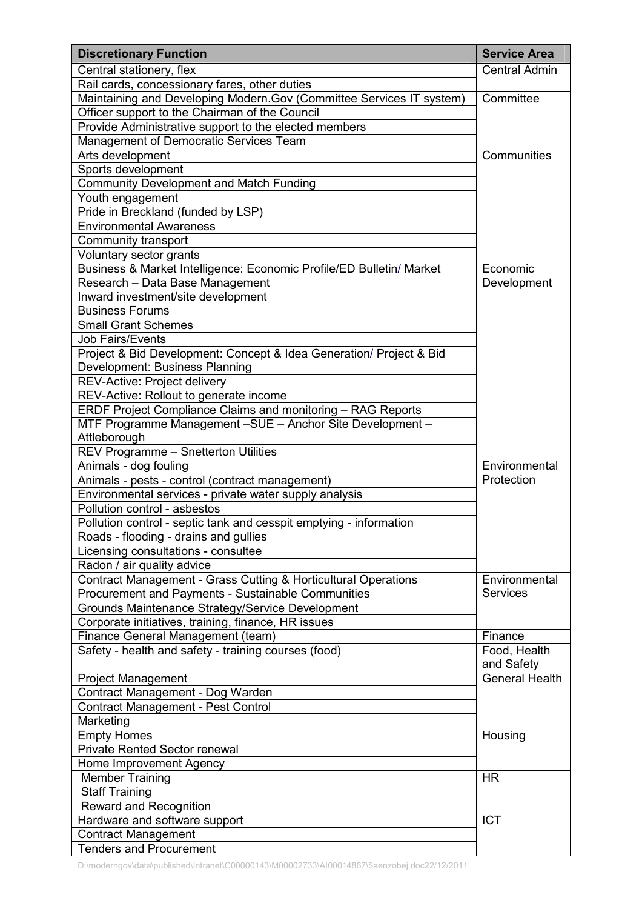| Discretionary Function | Service Area |
|---|---|
| Central stationery, flex | Central Admin |
| Rail cards, concessionary fares, other duties | |
| Maintaining and Developing Modern.Gov (Committee Services IT system) | Committee |
| Officer support to the Chairman of the Council | |
| Provide Administrative support to the elected members | |
| Management of Democratic Services Team | |
| Arts development | Communities |
| Sports development | |
| Community Development and Match Funding | |
| Youth engagement | |
| Pride in Breckland (funded by LSP) | |
| Environmental Awareness | |
| Community transport | |
| Voluntary sector grants | |
| Business & Market Intelligence: Economic Profile/ED Bulletin/ Market Research – Data Base Management | Economic Development |
| Inward investment/site development | |
| Business Forums | |
| Small Grant Schemes | |
| Job Fairs/Events | |
| Project & Bid Development: Concept & Idea Generation/ Project & Bid Development: Business Planning | |
| REV-Active: Project delivery | |
| REV-Active: Rollout to generate income | |
| ERDF Project Compliance Claims and monitoring – RAG Reports | |
| MTF Programme Management –SUE – Anchor Site Development – Attleborough | |
| REV Programme – Snetterton Utilities | |
| Animals - dog fouling | Environmental Protection |
| Animals - pests - control (contract management) | |
| Environmental services - private water supply analysis | |
| Pollution control - asbestos | |
| Pollution control - septic tank and cesspit emptying - information | |
| Roads - flooding - drains and gullies | |
| Licensing consultations - consultee | |
| Radon / air quality advice | |
| Contract Management - Grass Cutting & Horticultural Operations | Environmental Services |
| Procurement and Payments - Sustainable Communities | |
| Grounds Maintenance Strategy/Service Development | |
| Corporate initiatives, training, finance, HR issues | |
| Finance General Management (team) | Finance |
| Safety - health and safety - training courses (food) | Food, Health and Safety |
| Project Management | General Health |
| Contract Management - Dog Warden | |
| Contract Management - Pest Control | |
| Marketing | |
| Empty Homes | Housing |
| Private Rented Sector renewal | |
| Home Improvement Agency | |
| Member Training | HR |
| Staff Training | |
| Reward and Recognition | |
| Hardware and software support | ICT |
| Contract Management | |
| Tenders and Procurement | |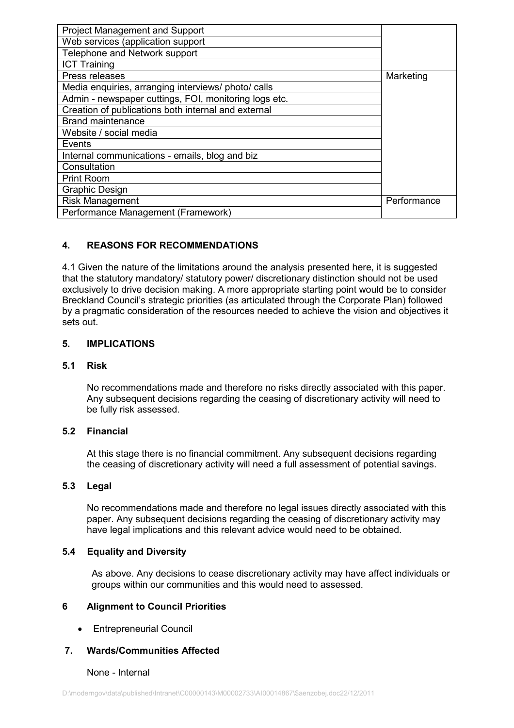| | |
|---|---|
| Project Management and Support | |
| Web services (application support | |
| Telephone and Network support | |
| ICT Training | |
| Press releases | Marketing |
| Media enquiries, arranging interviews/ photo/ calls | |
| Admin - newspaper cuttings, FOI, monitoring logs etc. | |
| Creation of publications both internal and external | |
| Brand maintenance | |
| Website / social media | |
| Events | |
| Internal communications - emails, blog and biz | |
| Consultation | |
| Print Room | |
| Graphic Design | |
| Risk Management | Performance |
| Performance Management (Framework) | |

## 4. REASONS FOR RECOMMENDATIONS

4.1 Given the nature of the limitations around the analysis presented here, it is suggested that the statutory mandatory/ statutory power/ discretionary distinction should not be used exclusively to drive decision making. A more appropriate starting point would be to consider Breckland Council's strategic priorities (as articulated through the Corporate Plan) followed by a pragmatic consideration of the resources needed to achieve the vision and objectives it sets out.

## 5. IMPLICATIONS

### 5.1 Risk

No recommendations made and therefore no risks directly associated with this paper. Any subsequent decisions regarding the ceasing of discretionary activity will need to be fully risk assessed.

### 5.2 Financial

At this stage there is no financial commitment. Any subsequent decisions regarding the ceasing of discretionary activity will need a full assessment of potential savings.

### 5.3 Legal

No recommendations made and therefore no legal issues directly associated with this paper. Any subsequent decisions regarding the ceasing of discretionary activity may have legal implications and this relevant advice would need to be obtained.

### 5.4 Equality and Diversity

As above. Any decisions to cease discretionary activity may have affect individuals or groups within our communities and this would need to assessed.

## 6 Alignment to Council Priorities

- Entrepreneurial Council

## 7. Wards/Communities Affected

None - Internal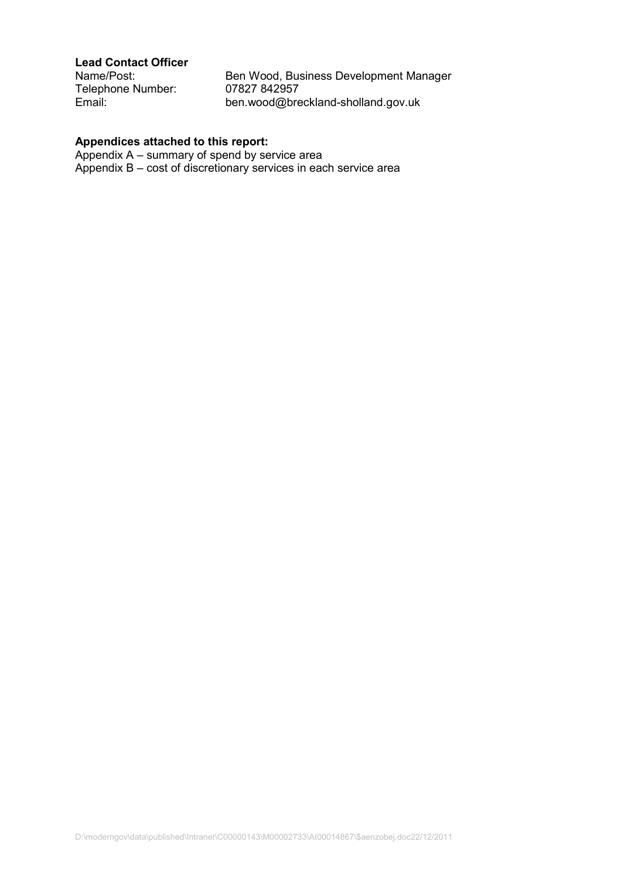**Lead Contact Officer**

| | |
|---|---|
| Name/Post: | Ben Wood, Business Development Manager |
| Telephone Number: | 07827 842957 |
| Email: | ben.wood@breckland-sholland.gov.uk |

**Appendices attached to this report:**

Appendix A – summary of spend by service area
Appendix B – cost of discretionary services in each service area